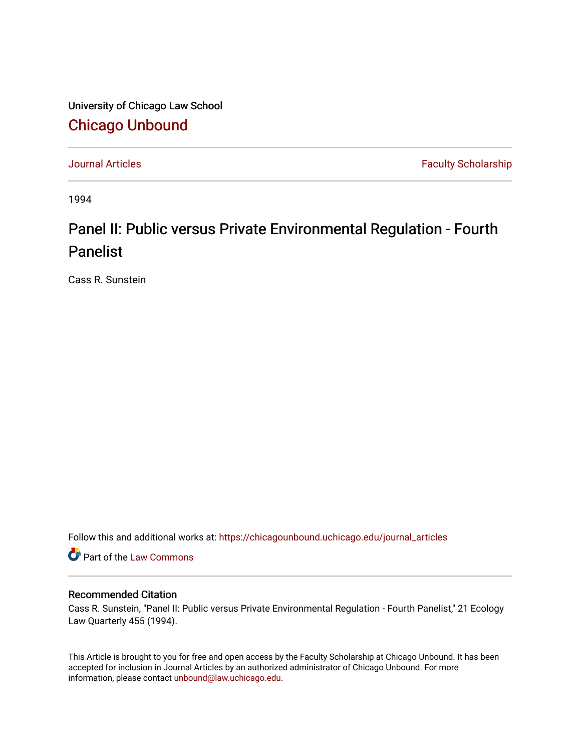University of Chicago Law School

## Chicago Unbound

Journal Articles | Faculty Scholarship

1994

# Panel II: Public versus Private Environmental Regulation - Fourth Panelist

Cass R. Sunstein

Follow this and additional works at: https://chicagounbound.uchicago.edu/journal_articles

Part of the Law Commons

### Recommended Citation

Cass R. Sunstein, "Panel II: Public versus Private Environmental Regulation - Fourth Panelist," 21 Ecology Law Quarterly 455 (1994).

This Article is brought to you for free and open access by the Faculty Scholarship at Chicago Unbound. It has been accepted for inclusion in Journal Articles by an authorized administrator of Chicago Unbound. For more information, please contact unbound@law.uchicago.edu.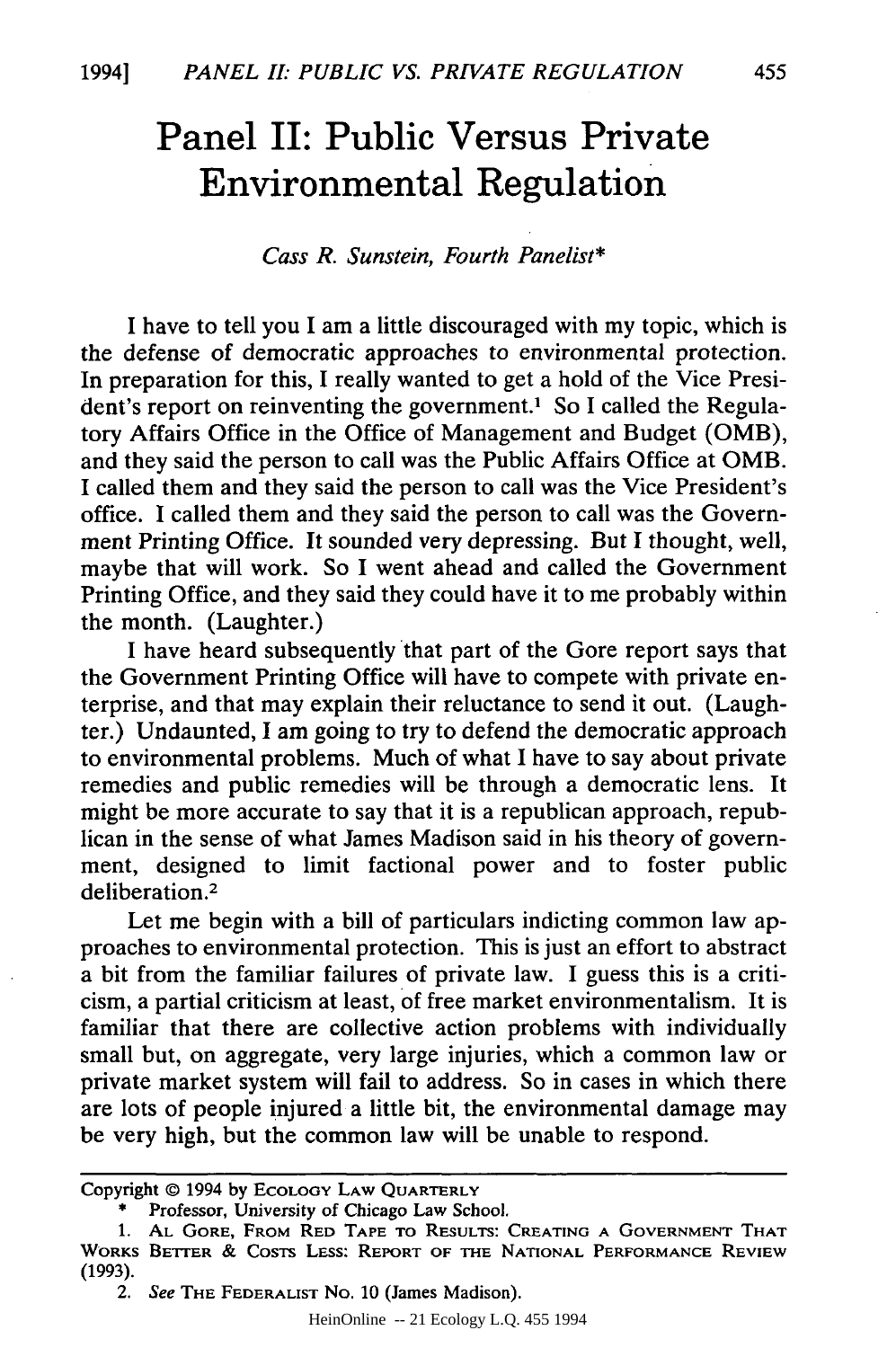# Panel II: Public Versus Private Environmental Regulation

*Cass R. Sunstein, Fourth Panelist**

I have to tell you I am a little discouraged with my topic, which is the defense of democratic approaches to environmental protection. In preparation for this, I really wanted to get a hold of the Vice President's report on reinventing the government.[1] So I called the Regulatory Affairs Office in the Office of Management and Budget (OMB), and they said the person to call was the Public Affairs Office at OMB. I called them and they said the person to call was the Vice President's office. I called them and they said the person to call was the Government Printing Office. It sounded very depressing. But I thought, well, maybe that will work. So I went ahead and called the Government Printing Office, and they said they could have it to me probably within the month. (Laughter.)

I have heard subsequently that part of the Gore report says that the Government Printing Office will have to compete with private enterprise, and that may explain their reluctance to send it out. (Laughter.) Undaunted, I am going to try to defend the democratic approach to environmental problems. Much of what I have to say about private remedies and public remedies will be through a democratic lens. It might be more accurate to say that it is a republican approach, republican in the sense of what James Madison said in his theory of government, designed to limit factional power and to foster public deliberation.[2]

Let me begin with a bill of particulars indicting common law approaches to environmental protection. This is just an effort to abstract a bit from the familiar failures of private law. I guess this is a criticism, a partial criticism at least, of free market environmentalism. It is familiar that there are collective action problems with individually small but, on aggregate, very large injuries, which a common law or private market system will fail to address. So in cases in which there are lots of people injured a little bit, the environmental damage may be very high, but the common law will be unable to respond.

---

Copyright © 1994 by ECOLOGY LAW QUARTERLY

\* Professor, University of Chicago Law School.

1. AL GORE, FROM RED TAPE TO RESULTS: CREATING A GOVERNMENT THAT WORKS BETTER & COSTS LESS: REPORT OF THE NATIONAL PERFORMANCE REVIEW (1993).

2. *See* THE FEDERALIST No. 10 (James Madison).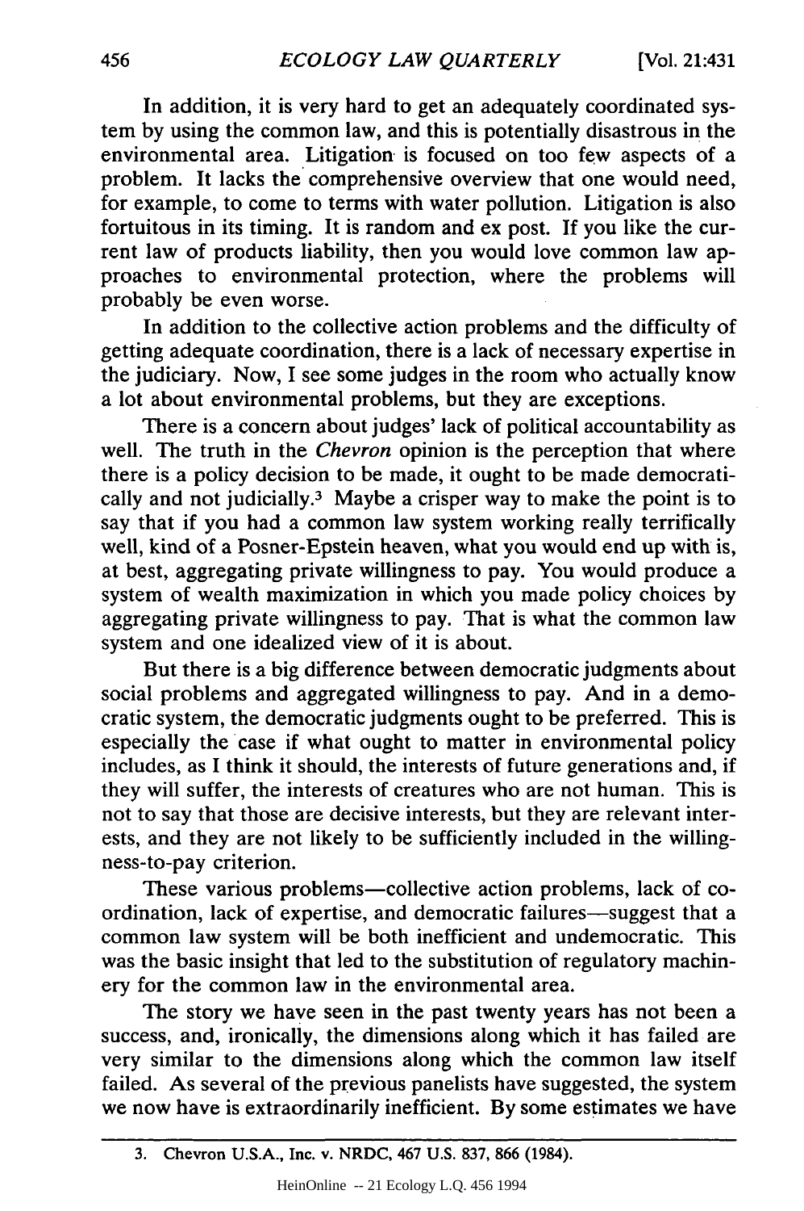In addition, it is very hard to get an adequately coordinated system by using the common law, and this is potentially disastrous in the environmental area. Litigation is focused on too few aspects of a problem. It lacks the comprehensive overview that one would need, for example, to come to terms with water pollution. Litigation is also fortuitous in its timing. It is random and ex post. If you like the current law of products liability, then you would love common law approaches to environmental protection, where the problems will probably be even worse.

In addition to the collective action problems and the difficulty of getting adequate coordination, there is a lack of necessary expertise in the judiciary. Now, I see some judges in the room who actually know a lot about environmental problems, but they are exceptions.

There is a concern about judges' lack of political accountability as well. The truth in the *Chevron* opinion is the perception that where there is a policy decision to be made, it ought to be made democratically and not judicially.[3] Maybe a crisper way to make the point is to say that if you had a common law system working really terrifically well, kind of a Posner-Epstein heaven, what you would end up with is, at best, aggregating private willingness to pay. You would produce a system of wealth maximization in which you made policy choices by aggregating private willingness to pay. That is what the common law system and one idealized view of it is about.

But there is a big difference between democratic judgments about social problems and aggregated willingness to pay. And in a democratic system, the democratic judgments ought to be preferred. This is especially the case if what ought to matter in environmental policy includes, as I think it should, the interests of future generations and, if they will suffer, the interests of creatures who are not human. This is not to say that those are decisive interests, but they are relevant interests, and they are not likely to be sufficiently included in the willingness-to-pay criterion.

These various problems—collective action problems, lack of coordination, lack of expertise, and democratic failures—suggest that a common law system will be both inefficient and undemocratic. This was the basic insight that led to the substitution of regulatory machinery for the common law in the environmental area.

The story we have seen in the past twenty years has not been a success, and, ironically, the dimensions along which it has failed are very similar to the dimensions along which the common law itself failed. As several of the previous panelists have suggested, the system we now have is extraordinarily inefficient. By some estimates we have

---

3. Chevron U.S.A., Inc. v. NRDC, 467 U.S. 837, 866 (1984).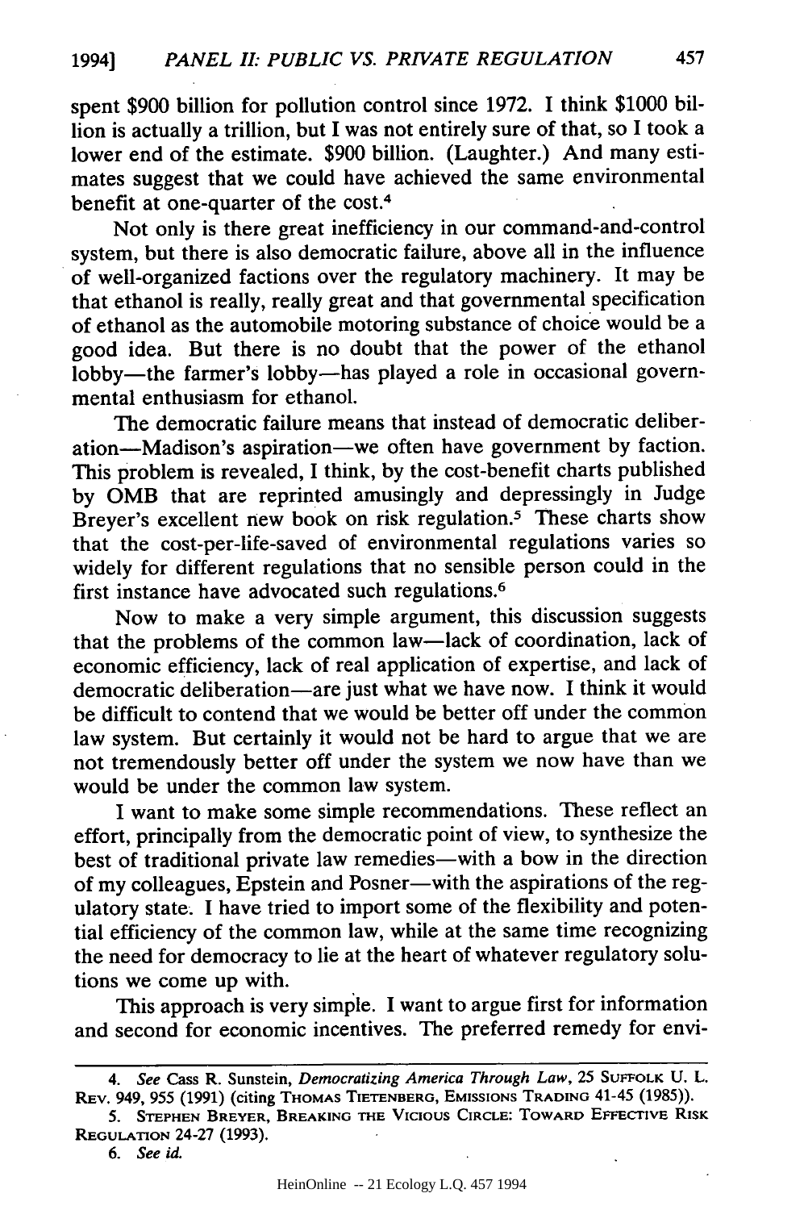spent $900 billion for pollution control since 1972. I think $1000 billion is actually a trillion, but I was not entirely sure of that, so I took a lower end of the estimate. $900 billion. (Laughter.) And many estimates suggest that we could have achieved the same environmental benefit at one-quarter of the cost.[4]

Not only is there great inefficiency in our command-and-control system, but there is also democratic failure, above all in the influence of well-organized factions over the regulatory machinery. It may be that ethanol is really, really great and that governmental specification of ethanol as the automobile motoring substance of choice would be a good idea. But there is no doubt that the power of the ethanol lobby—the farmer's lobby—has played a role in occasional governmental enthusiasm for ethanol.

The democratic failure means that instead of democratic deliberation—Madison's aspiration—we often have government by faction. This problem is revealed, I think, by the cost-benefit charts published by OMB that are reprinted amusingly and depressingly in Judge Breyer's excellent new book on risk regulation.[5] These charts show that the cost-per-life-saved of environmental regulations varies so widely for different regulations that no sensible person could in the first instance have advocated such regulations.[6]

Now to make a very simple argument, this discussion suggests that the problems of the common law—lack of coordination, lack of economic efficiency, lack of real application of expertise, and lack of democratic deliberation—are just what we have now. I think it would be difficult to contend that we would be better off under the common law system. But certainly it would not be hard to argue that we are not tremendously better off under the system we now have than we would be under the common law system.

I want to make some simple recommendations. These reflect an effort, principally from the democratic point of view, to synthesize the best of traditional private law remedies—with a bow in the direction of my colleagues, Epstein and Posner—with the aspirations of the regulatory state. I have tried to import some of the flexibility and potential efficiency of the common law, while at the same time recognizing the need for democracy to lie at the heart of whatever regulatory solutions we come up with.

This approach is very simple. I want to argue first for information and second for economic incentives. The preferred remedy for envi-

---

4. *See* Cass R. Sunstein, *Democratizing America Through Law*, 25 SUFFOLK U. L. REV. 949, 955 (1991) (citing THOMAS TIETENBERG, EMISSIONS TRADING 41-45 (1985)).

5. STEPHEN BREYER, BREAKING THE VICIOUS CIRCLE: TOWARD EFFECTIVE RISK REGULATION 24-27 (1993).

6. *See id.*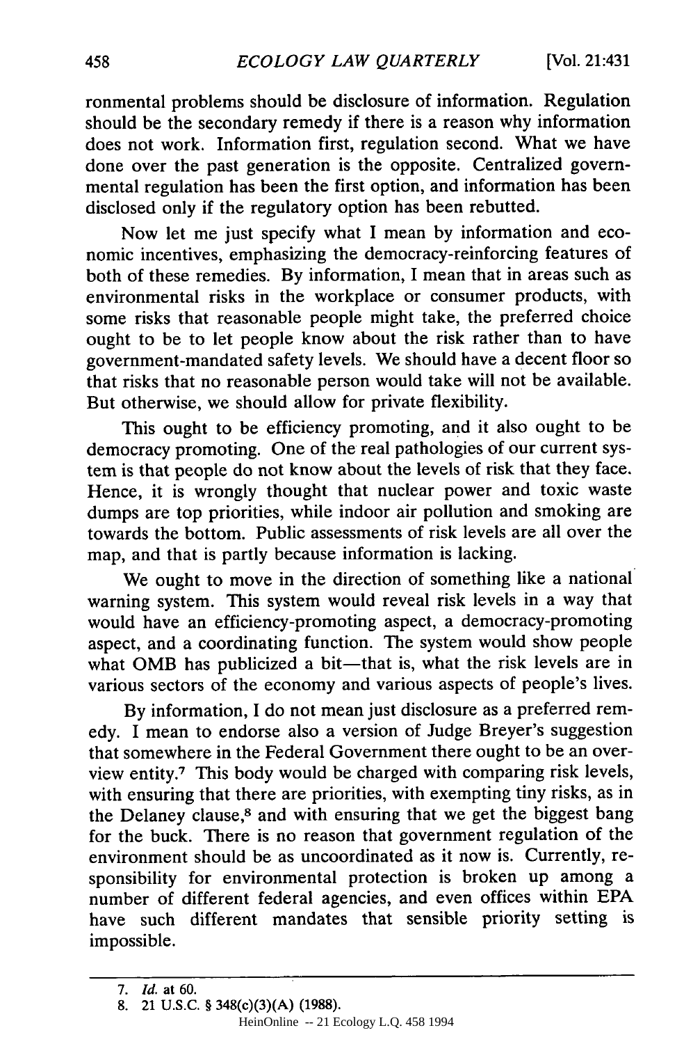ronmental problems should be disclosure of information. Regulation should be the secondary remedy if there is a reason why information does not work. Information first, regulation second. What we have done over the past generation is the opposite. Centralized governmental regulation has been the first option, and information has been disclosed only if the regulatory option has been rebutted.

Now let me just specify what I mean by information and economic incentives, emphasizing the democracy-reinforcing features of both of these remedies. By information, I mean that in areas such as environmental risks in the workplace or consumer products, with some risks that reasonable people might take, the preferred choice ought to be to let people know about the risk rather than to have government-mandated safety levels. We should have a decent floor so that risks that no reasonable person would take will not be available. But otherwise, we should allow for private flexibility.

This ought to be efficiency promoting, and it also ought to be democracy promoting. One of the real pathologies of our current system is that people do not know about the levels of risk that they face. Hence, it is wrongly thought that nuclear power and toxic waste dumps are top priorities, while indoor air pollution and smoking are towards the bottom. Public assessments of risk levels are all over the map, and that is partly because information is lacking.

We ought to move in the direction of something like a national warning system. This system would reveal risk levels in a way that would have an efficiency-promoting aspect, a democracy-promoting aspect, and a coordinating function. The system would show people what OMB has publicized a bit—that is, what the risk levels are in various sectors of the economy and various aspects of people's lives.

By information, I do not mean just disclosure as a preferred remedy. I mean to endorse also a version of Judge Breyer's suggestion that somewhere in the Federal Government there ought to be an overview entity.[7] This body would be charged with comparing risk levels, with ensuring that there are priorities, with exempting tiny risks, as in the Delaney clause,[8] and with ensuring that we get the biggest bang for the buck. There is no reason that government regulation of the environment should be as uncoordinated as it now is. Currently, responsibility for environmental protection is broken up among a number of different federal agencies, and even offices within EPA have such different mandates that sensible priority setting is impossible.

---

7. *Id.* at 60.

8. 21 U.S.C. § 348(c)(3)(A) (1988).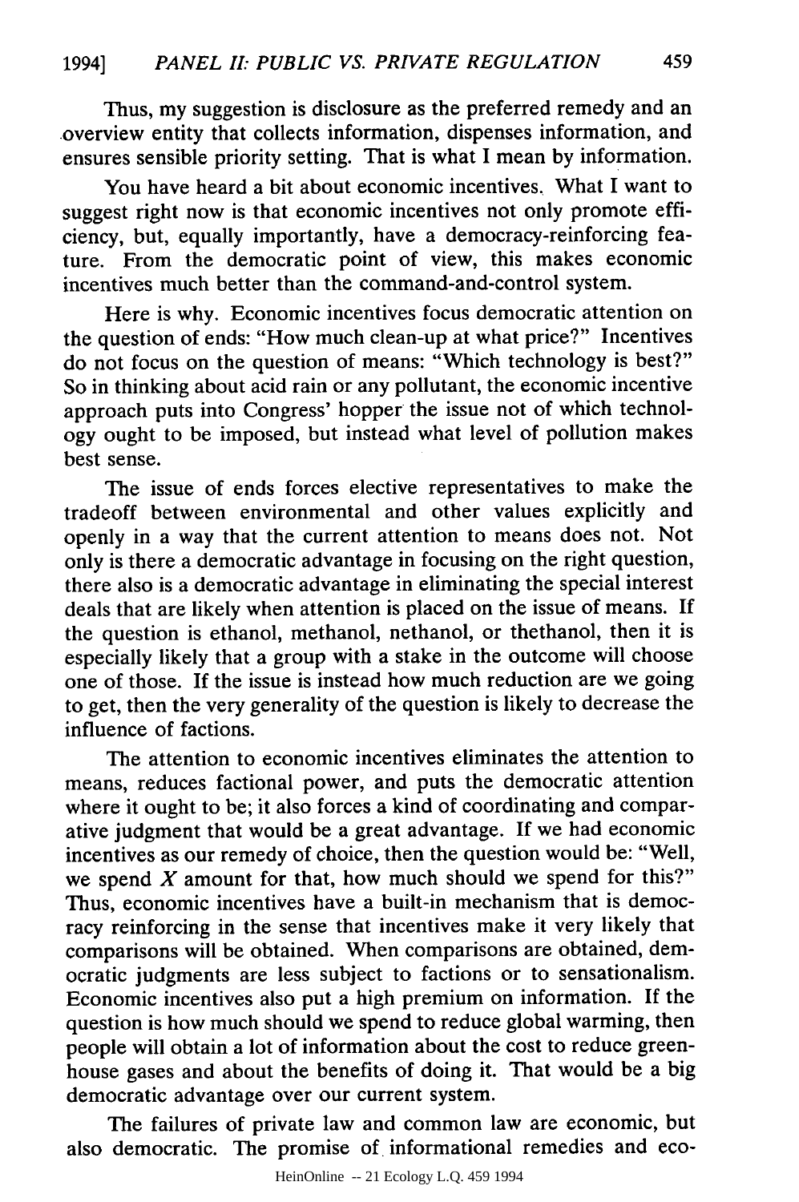Thus, my suggestion is disclosure as the preferred remedy and an overview entity that collects information, dispenses information, and ensures sensible priority setting. That is what I mean by information.

You have heard a bit about economic incentives. What I want to suggest right now is that economic incentives not only promote efficiency, but, equally importantly, have a democracy-reinforcing feature. From the democratic point of view, this makes economic incentives much better than the command-and-control system.

Here is why. Economic incentives focus democratic attention on the question of ends: "How much clean-up at what price?" Incentives do not focus on the question of means: "Which technology is best?" So in thinking about acid rain or any pollutant, the economic incentive approach puts into Congress' hopper the issue not of which technology ought to be imposed, but instead what level of pollution makes best sense.

The issue of ends forces elective representatives to make the tradeoff between environmental and other values explicitly and openly in a way that the current attention to means does not. Not only is there a democratic advantage in focusing on the right question, there also is a democratic advantage in eliminating the special interest deals that are likely when attention is placed on the issue of means. If the question is ethanol, methanol, nethanol, or thethanol, then it is especially likely that a group with a stake in the outcome will choose one of those. If the issue is instead how much reduction are we going to get, then the very generality of the question is likely to decrease the influence of factions.

The attention to economic incentives eliminates the attention to means, reduces factional power, and puts the democratic attention where it ought to be; it also forces a kind of coordinating and comparative judgment that would be a great advantage. If we had economic incentives as our remedy of choice, then the question would be: "Well, we spend *X* amount for that, how much should we spend for this?" Thus, economic incentives have a built-in mechanism that is democracy reinforcing in the sense that incentives make it very likely that comparisons will be obtained. When comparisons are obtained, democratic judgments are less subject to factions or to sensationalism. Economic incentives also put a high premium on information. If the question is how much should we spend to reduce global warming, then people will obtain a lot of information about the cost to reduce greenhouse gases and about the benefits of doing it. That would be a big democratic advantage over our current system.

The failures of private law and common law are economic, but also democratic. The promise of informational remedies and eco-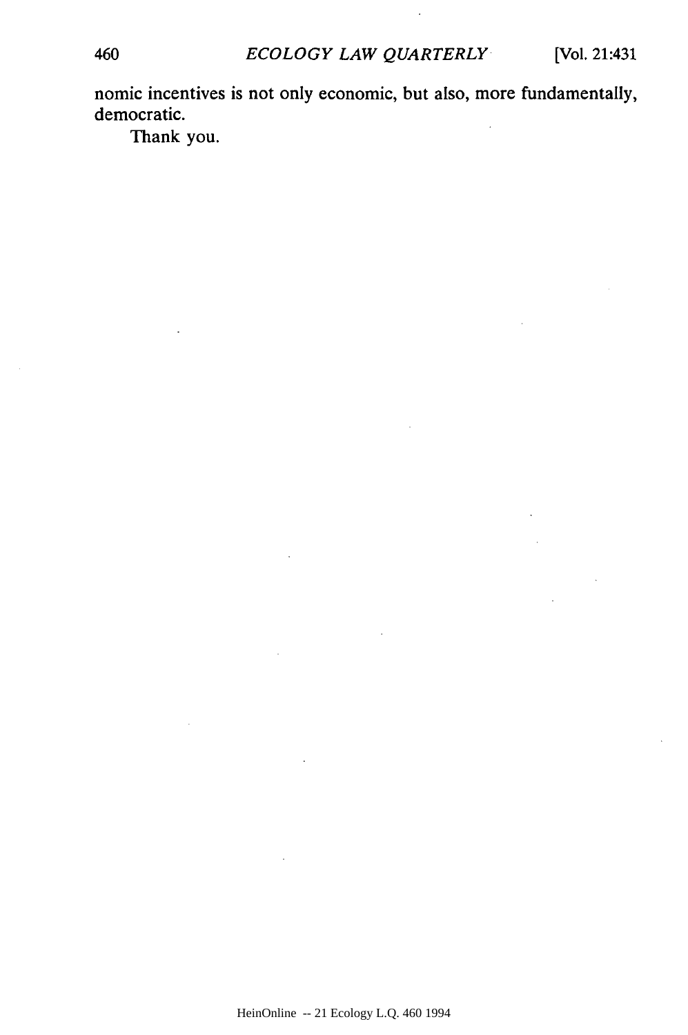nomic incentives is not only economic, but also, more fundamentally, democratic.

Thank you.